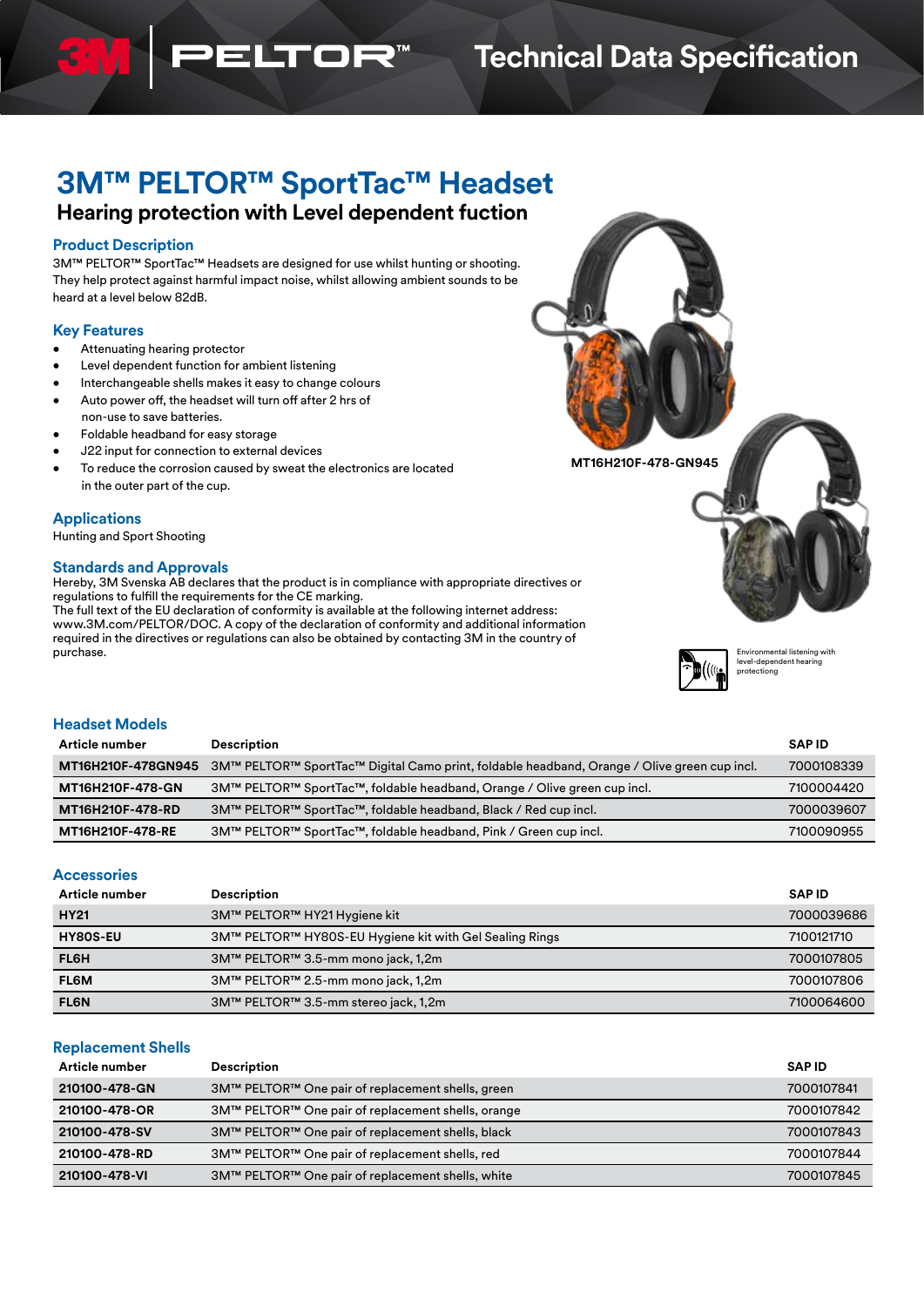# 3M™ PELTOR™ SportTac™ Headset

## Hearing protection with Level dependent fuction

### Product Description

3M™ PELTOR™ SportTac™ Headsets are designed for use whilst hunting or shooting. They help protect against harmful impact noise, whilst allowing ambient sounds to be heard at a level below 82dB.

### Key Features

- Attenuating hearing protector
- Level dependent function for ambient listening
- Interchangeable shells makes it easy to change colours
- Auto power off, the headset will turn off after 2 hrs of non-use to save batteries.
- Foldable headband for easy storage
- J22 input for connection to external devices
- To reduce the corrosion caused by sweat the electronics are located in the outer part of the cup.

MT16H210F-478-GN945

### Applications

Hunting and Sport Shooting

### Standards and Approvals

Hereby, 3M Svenska AB declares that the product is in compliance with appropriate directives or regulations to fulfill the requirements for the CE marking.
The full text of the EU declaration of conformity is available at the following internet address: www.3M.com/PELTOR/DOC. A copy of the declaration of conformity and additional information required in the directives or regulations can also be obtained by contacting 3M in the country of purchase.

Environmental listening with level-dependent hearing protectiong

### Headset Models

| Article number | Description | SAP ID |
|---|---|---|
| **MT16H210F-478GN945** | 3M™ PELTOR™ SportTac™ Digital Camo print, foldable headband, Orange / Olive green cup incl. | 7000108339 |
| **MT16H210F-478-GN** | 3M™ PELTOR™ SportTac™, foldable headband, Orange / Olive green cup incl. | 7100004420 |
| **MT16H210F-478-RD** | 3M™ PELTOR™ SportTac™, foldable headband, Black / Red cup incl. | 7000039607 |
| **MT16H210F-478-RE** | 3M™ PELTOR™ SportTac™, foldable headband, Pink / Green cup incl. | 7100090955 |

### Accessories

| Article number | Description | SAP ID |
|---|---|---|
| **HY21** | 3M™ PELTOR™ HY21 Hygiene kit | 7000039686 |
| **HY80S-EU** | 3M™ PELTOR™ HY80S-EU Hygiene kit with Gel Sealing Rings | 7100121710 |
| **FL6H** | 3M™ PELTOR™ 3.5-mm mono jack, 1,2m | 7000107805 |
| **FL6M** | 3M™ PELTOR™ 2.5-mm mono jack, 1,2m | 7000107806 |
| **FL6N** | 3M™ PELTOR™ 3.5-mm stereo jack, 1,2m | 7100064600 |

### Replacement Shells

| Article number | Description | SAP ID |
|---|---|---|
| **210100-478-GN** | 3M™ PELTOR™ One pair of replacement shells, green | 7000107841 |
| **210100-478-OR** | 3M™ PELTOR™ One pair of replacement shells, orange | 7000107842 |
| **210100-478-SV** | 3M™ PELTOR™ One pair of replacement shells, black | 7000107843 |
| **210100-478-RD** | 3M™ PELTOR™ One pair of replacement shells, red | 7000107844 |
| **210100-478-VI** | 3M™ PELTOR™ One pair of replacement shells, white | 7000107845 |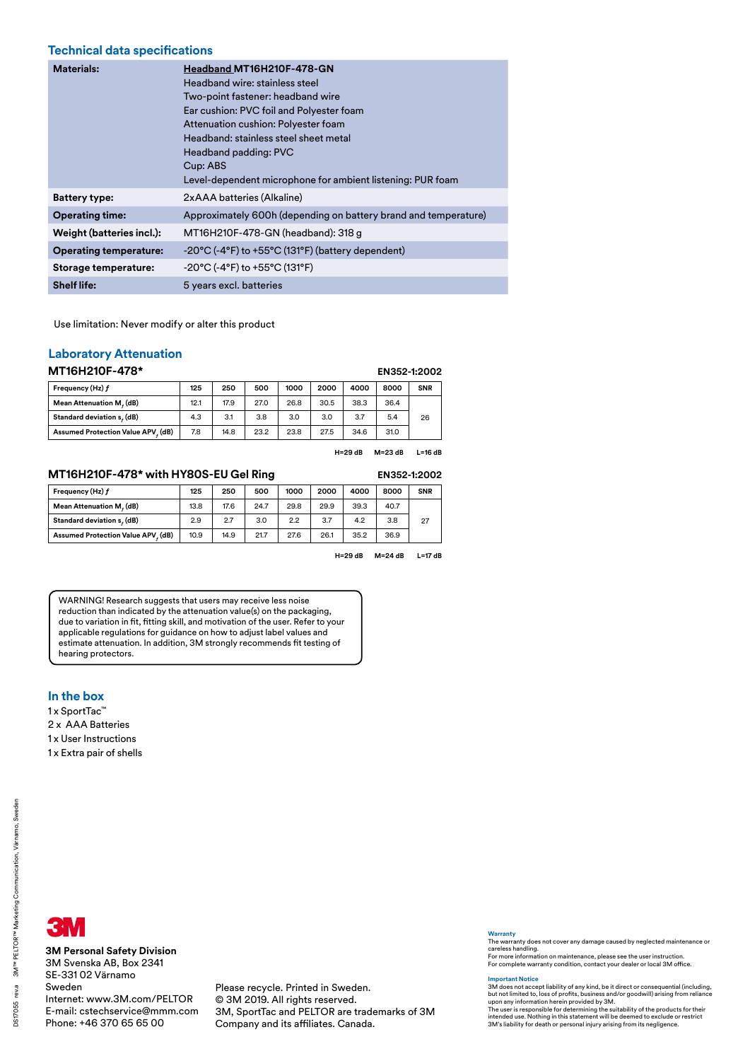## Technical data specifications

| | |
|---|---|
| **Materials:** | **Headband MT16H210F-478-GN**<br>Headband wire: stainless steel<br>Two-point fastener: headband wire<br>Ear cushion: PVC foil and Polyester foam<br>Attenuation cushion: Polyester foam<br>Headband: stainless steel sheet metal<br>Headband padding: PVC<br>Cup: ABS<br>Level-dependent microphone for ambient listening: PUR foam |
| **Battery type:** | 2xAAA batteries (Alkaline) |
| **Operating time:** | Approximately 600h (depending on battery brand and temperature) |
| **Weight (batteries incl.):** | MT16H210F-478-GN (headband): 318 g |
| **Operating temperature:** | -20°C (-4°F) to +55°C (131°F) (battery dependent) |
| **Storage temperature:** | -20°C (-4°F) to +55°C (131°F) |
| **Shelf life:** | 5 years excl. batteries |

Use limitation: Never modify or alter this product

## Laboratory Attenuation

### MT16H210F-478*

EN352-1:2002

| Frequency (Hz) $f$ | 125 | 250 | 500 | 1000 | 2000 | 4000 | 8000 | SNR |
|---|---|---|---|---|---|---|---|---|
| Mean Attenuation $M_f$ (dB) | 12.1 | 17.9 | 27.0 | 26.8 | 30.5 | 38.3 | 36.4 | 26 |
| Standard deviation $s_f$ (dB) | 4.3 | 3.1 | 3.8 | 3.0 | 3.0 | 3.7 | 5.4 | |
| Assumed Protection Value $APV_f$ (dB) | 7.8 | 14.8 | 23.2 | 23.8 | 27.5 | 34.6 | 31.0 | |

H=29 dB M=23 dB L=16 dB

### MT16H210F-478* with HY80S-EU Gel Ring

EN352-1:2002

| Frequency (Hz) $f$ | 125 | 250 | 500 | 1000 | 2000 | 4000 | 8000 | SNR |
|---|---|---|---|---|---|---|---|---|
| Mean Attenuation $M_f$ (dB) | 13.8 | 17.6 | 24.7 | 29.8 | 29.9 | 39.3 | 40.7 | 27 |
| Standard deviation $s_f$ (dB) | 2.9 | 2.7 | 3.0 | 2.2 | 3.7 | 4.2 | 3.8 | |
| Assumed Protection Value $APV_f$ (dB) | 10.9 | 14.9 | 21.7 | 27.6 | 26.1 | 35.2 | 36.9 | |

H=29 dB M=24 dB L=17 dB

WARNING! Research suggests that users may receive less noise reduction than indicated by the attenuation value(s) on the packaging, due to variation in fit, fitting skill, and motivation of the user. Refer to your applicable regulations for guidance on how to adjust label values and estimate attenuation. In addition, 3M strongly recommends fit testing of hearing protectors.

## In the box

1 x SportTac™
2 x AAA Batteries
1 x User Instructions
1 x Extra pair of shells

3M

**3M Personal Safety Division**
3M Svenska AB, Box 2341
SE-331 02 Värnamo
Sweden
Internet: www.3M.com/PELTOR
E-mail: cstechservice@mmm.com
Phone: +46 370 65 65 00

Please recycle. Printed in Sweden.
© 3M 2019. All rights reserved.
3M, SportTac and PELTOR are trademarks of 3M Company and its affiliates. Canada.

**Warranty**
The warranty does not cover any damage caused by neglected maintenance or careless handling.
For more information on maintenance, please see the user instruction.
For complete warranty condition, contact your dealer or local 3M office.

**Important Notice**
3M does not accept liability of any kind, be it direct or consequential (including, but not limited to, loss of profits, business and/or goodwill) arising from reliance upon any information herein provided by 3M.
The user is responsible for determining the suitability of the products for their intended use. Nothing in this statement will be deemed to exclude or restrict 3M's liability for death or personal injury arising from its negligence.

DS17055 rev.a 3M™ PELTOR™ Marketing Communication, Värnamo, Sweden